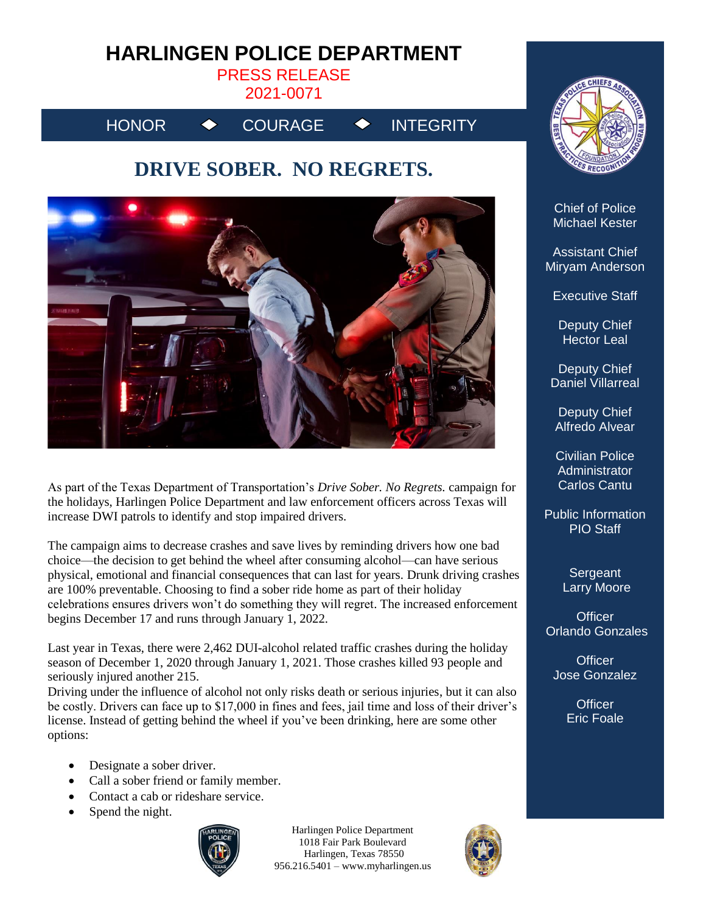# HARLINGEN POLICE DEPARTMENT

PRESS RELEASE
2021-0071

HONOR ◆ COURAGE ◆ INTEGRITY

## DRIVE SOBER. NO REGRETS.

As part of the Texas Department of Transportation's *Drive Sober. No Regrets.* campaign for the holidays, Harlingen Police Department and law enforcement officers across Texas will increase DWI patrols to identify and stop impaired drivers.

The campaign aims to decrease crashes and save lives by reminding drivers how one bad choice—the decision to get behind the wheel after consuming alcohol—can have serious physical, emotional and financial consequences that can last for years. Drunk driving crashes are 100% preventable. Choosing to find a sober ride home as part of their holiday celebrations ensures drivers won't do something they will regret. The increased enforcement begins December 17 and runs through January 1, 2022.

Last year in Texas, there were 2,462 DUI-alcohol related traffic crashes during the holiday season of December 1, 2020 through January 1, 2021. Those crashes killed 93 people and seriously injured another 215.

Driving under the influence of alcohol not only risks death or serious injuries, but it can also be costly. Drivers can face up to $17,000 in fines and fees, jail time and loss of their driver's license. Instead of getting behind the wheel if you've been drinking, here are some other options:

- Designate a sober driver.
- Call a sober friend or family member.
- Contact a cab or rideshare service.
- Spend the night.

Chief of Police
Michael Kester

Assistant Chief
Miryam Anderson

Executive Staff

Deputy Chief
Hector Leal

Deputy Chief
Daniel Villarreal

Deputy Chief
Alfredo Alvear

Civilian Police Administrator
Carlos Cantu

Public Information
PIO Staff

Sergeant
Larry Moore

Officer
Orlando Gonzales

Officer
Jose Gonzalez

Officer
Eric Foale

Harlingen Police Department
1018 Fair Park Boulevard
Harlingen, Texas 78550
956.216.5401 – www.myharlingen.us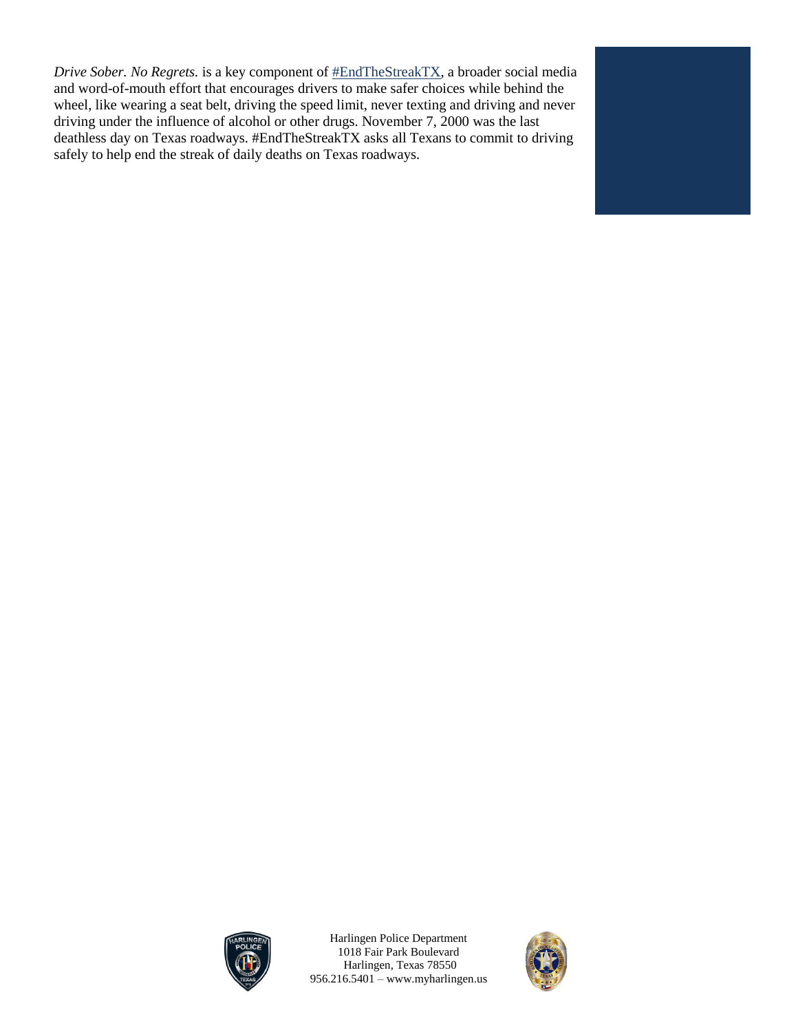*Drive Sober. No Regrets.* is a key component of #EndTheStreakTX, a broader social media and word-of-mouth effort that encourages drivers to make safer choices while behind the wheel, like wearing a seat belt, driving the speed limit, never texting and driving and never driving under the influence of alcohol or other drugs. November 7, 2000 was the last deathless day on Texas roadways. #EndTheStreakTX asks all Texans to commit to driving safely to help end the streak of daily deaths on Texas roadways.